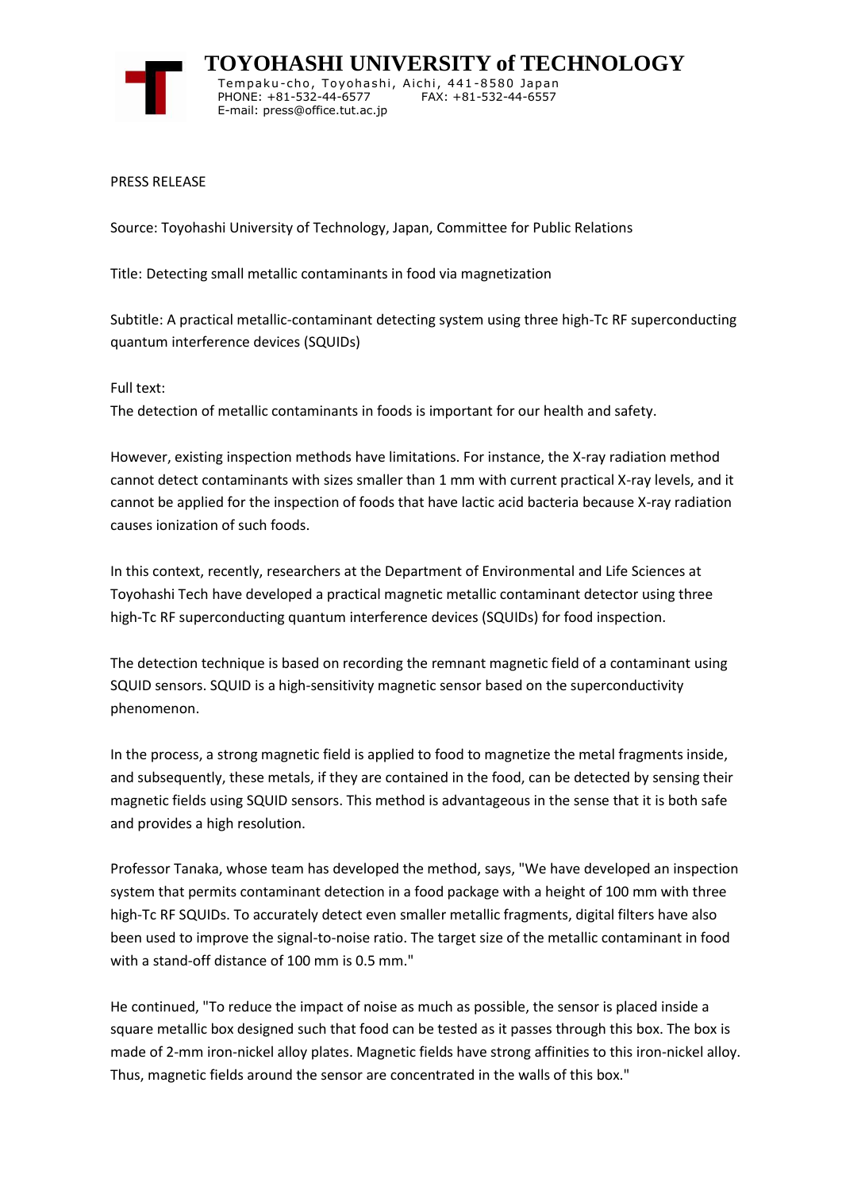# TOYOHASHI UNIVERSITY of TECHNOLOGY

Tempaku-cho, Toyohashi, Aichi, 441-8580 Japan
PHONE: +81-532-44-6577 FAX: +81-532-44-6557
E-mail: press@office.tut.ac.jp

PRESS RELEASE

Source: Toyohashi University of Technology, Japan, Committee for Public Relations

Title: Detecting small metallic contaminants in food via magnetization

Subtitle: A practical metallic-contaminant detecting system using three high-Tc RF superconducting quantum interference devices (SQUIDs)

Full text:

The detection of metallic contaminants in foods is important for our health and safety.

However, existing inspection methods have limitations. For instance, the X-ray radiation method cannot detect contaminants with sizes smaller than 1 mm with current practical X-ray levels, and it cannot be applied for the inspection of foods that have lactic acid bacteria because X-ray radiation causes ionization of such foods.

In this context, recently, researchers at the Department of Environmental and Life Sciences at Toyohashi Tech have developed a practical magnetic metallic contaminant detector using three high-Tc RF superconducting quantum interference devices (SQUIDs) for food inspection.

The detection technique is based on recording the remnant magnetic field of a contaminant using SQUID sensors. SQUID is a high-sensitivity magnetic sensor based on the superconductivity phenomenon.

In the process, a strong magnetic field is applied to food to magnetize the metal fragments inside, and subsequently, these metals, if they are contained in the food, can be detected by sensing their magnetic fields using SQUID sensors. This method is advantageous in the sense that it is both safe and provides a high resolution.

Professor Tanaka, whose team has developed the method, says, "We have developed an inspection system that permits contaminant detection in a food package with a height of 100 mm with three high-Tc RF SQUIDs. To accurately detect even smaller metallic fragments, digital filters have also been used to improve the signal-to-noise ratio. The target size of the metallic contaminant in food with a stand-off distance of 100 mm is 0.5 mm."

He continued, "To reduce the impact of noise as much as possible, the sensor is placed inside a square metallic box designed such that food can be tested as it passes through this box. The box is made of 2-mm iron-nickel alloy plates. Magnetic fields have strong affinities to this iron-nickel alloy. Thus, magnetic fields around the sensor are concentrated in the walls of this box."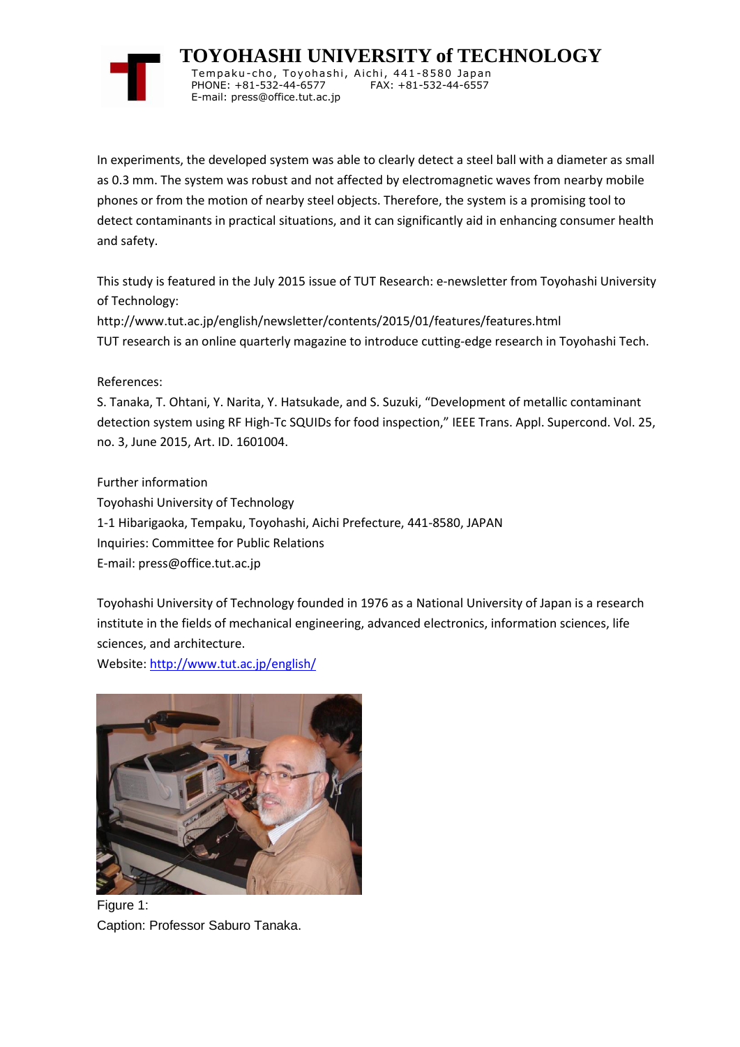In experiments, the developed system was able to clearly detect a steel ball with a diameter as small as 0.3 mm. The system was robust and not affected by electromagnetic waves from nearby mobile phones or from the motion of nearby steel objects. Therefore, the system is a promising tool to detect contaminants in practical situations, and it can significantly aid in enhancing consumer health and safety.

This study is featured in the July 2015 issue of TUT Research: e-newsletter from Toyohashi University of Technology:
http://www.tut.ac.jp/english/newsletter/contents/2015/01/features/features.html
TUT research is an online quarterly magazine to introduce cutting-edge research in Toyohashi Tech.

References:
S. Tanaka, T. Ohtani, Y. Narita, Y. Hatsukade, and S. Suzuki, "Development of metallic contaminant detection system using RF High-Tc SQUIDs for food inspection," IEEE Trans. Appl. Supercond. Vol. 25, no. 3, June 2015, Art. ID. 1601004.

Further information
Toyohashi University of Technology
1-1 Hibarigaoka, Tempaku, Toyohashi, Aichi Prefecture, 441-8580, JAPAN
Inquiries: Committee for Public Relations
E-mail: press@office.tut.ac.jp

Toyohashi University of Technology founded in 1976 as a National University of Japan is a research institute in the fields of mechanical engineering, advanced electronics, information sciences, life sciences, and architecture.
Website: http://www.tut.ac.jp/english/

Figure 1:
Caption: Professor Saburo Tanaka.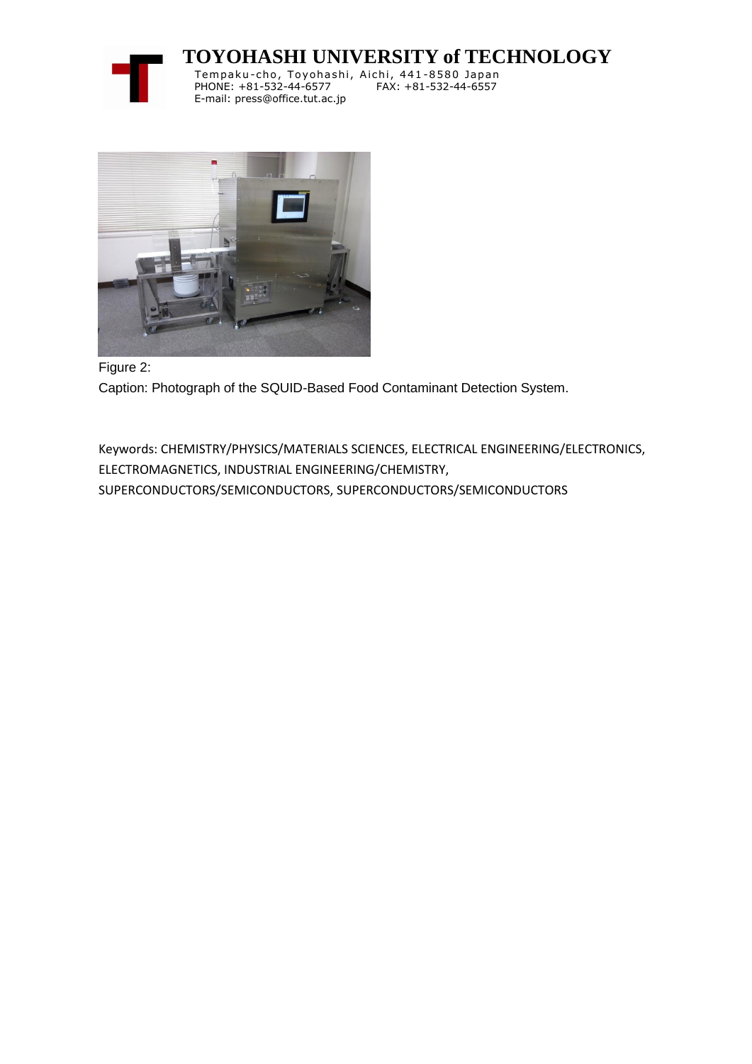Figure 2:

Caption: Photograph of the SQUID-Based Food Contaminant Detection System.

Keywords: CHEMISTRY/PHYSICS/MATERIALS SCIENCES, ELECTRICAL ENGINEERING/ELECTRONICS, ELECTROMAGNETICS, INDUSTRIAL ENGINEERING/CHEMISTRY, SUPERCONDUCTORS/SEMICONDUCTORS, SUPERCONDUCTORS/SEMICONDUCTORS